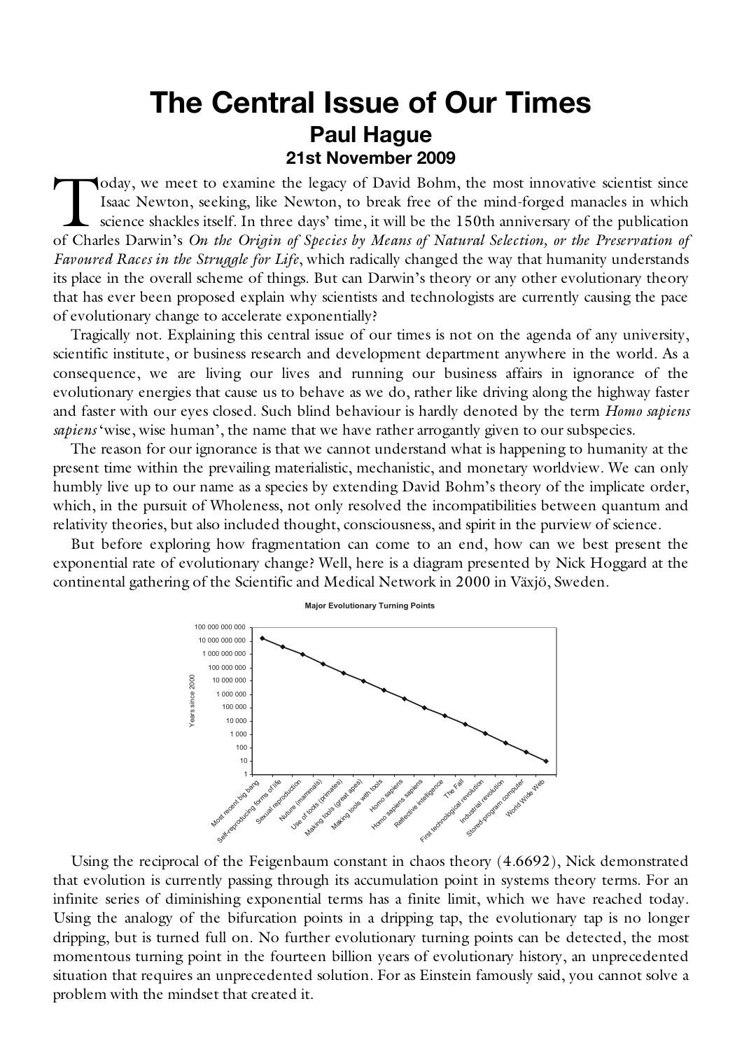# The Central Issue of Our Times

## Paul Hague

### 21st November 2009

Today, we meet to examine the legacy of David Bohm, the most innovative scientist since Isaac Newton, seeking, like Newton, to break free of the mind-forged manacles in which science shackles itself. In three days' time, it will be the 150th anniversary of the publication of Charles Darwin's *On the Origin of Species by Means of Natural Selection, or the Preservation of Favoured Races in the Struggle for Life*, which radically changed the way that humanity understands its place in the overall scheme of things. But can Darwin's theory or any other evolutionary theory that has ever been proposed explain why scientists and technologists are currently causing the pace of evolutionary change to accelerate exponentially?

Tragically not. Explaining this central issue of our times is not on the agenda of any university, scientific institute, or business research and development department anywhere in the world. As a consequence, we are living our lives and running our business affairs in ignorance of the evolutionary energies that cause us to behave as we do, rather like driving along the highway faster and faster with our eyes closed. Such blind behaviour is hardly denoted by the term *Homo sapiens sapiens* 'wise, wise human', the name that we have rather arrogantly given to our subspecies.

The reason for our ignorance is that we cannot understand what is happening to humanity at the present time within the prevailing materialistic, mechanistic, and monetary worldview. We can only humbly live up to our name as a species by extending David Bohm's theory of the implicate order, which, in the pursuit of Wholeness, not only resolved the incompatibilities between quantum and relativity theories, but also included thought, consciousness, and spirit in the purview of science.

But before exploring how fragmentation can come to an end, how can we best present the exponential rate of evolutionary change? Well, here is a diagram presented by Nick Hoggard at the continental gathering of the Scientific and Medical Network in 2000 in Växjö, Sweden.

Using the reciprocal of the Feigenbaum constant in chaos theory (4.6692), Nick demonstrated that evolution is currently passing through its accumulation point in systems theory terms. For an infinite series of diminishing exponential terms has a finite limit, which we have reached today. Using the analogy of the bifurcation points in a dripping tap, the evolutionary tap is no longer dripping, but is turned full on. No further evolutionary turning points can be detected, the most momentous turning point in the fourteen billion years of evolutionary history, an unprecedented situation that requires an unprecedented solution. For as Einstein famously said, you cannot solve a problem with the mindset that created it.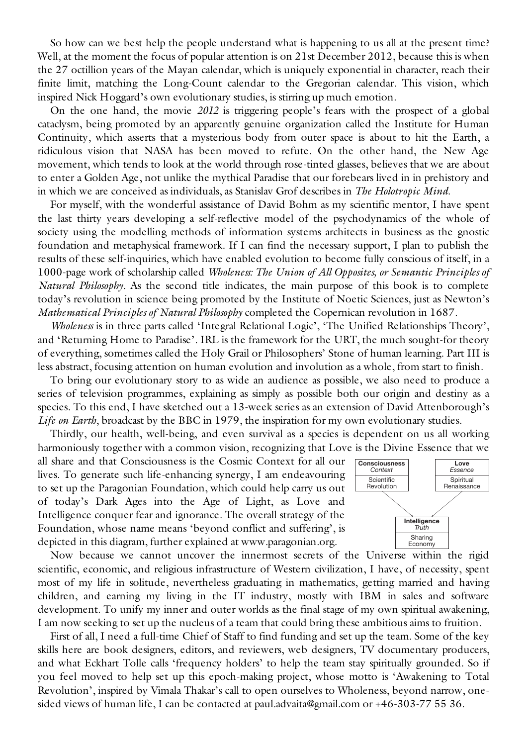So how can we best help the people understand what is happening to us all at the present time? Well, at the moment the focus of popular attention is on 21st December 2012, because this is when the 27 octillion years of the Mayan calendar, which is uniquely exponential in character, reach their finite limit, matching the Long-Count calendar to the Gregorian calendar. This vision, which inspired Nick Hoggard's own evolutionary studies, is stirring up much emotion.

On the one hand, the movie *2012* is triggering people's fears with the prospect of a global cataclysm, being promoted by an apparently genuine organization called the Institute for Human Continuity, which asserts that a mysterious body from outer space is about to hit the Earth, a ridiculous vision that NASA has been moved to refute. On the other hand, the New Age movement, which tends to look at the world through rose-tinted glasses, believes that we are about to enter a Golden Age, not unlike the mythical Paradise that our forebears lived in in prehistory and in which we are conceived as individuals, as Stanislav Grof describes in *The Holotropic Mind*.

For myself, with the wonderful assistance of David Bohm as my scientific mentor, I have spent the last thirty years developing a self-reflective model of the psychodynamics of the whole of society using the modelling methods of information systems architects in business as the gnostic foundation and metaphysical framework. If I can find the necessary support, I plan to publish the results of these self-inquiries, which have enabled evolution to become fully conscious of itself, in a 1000-page work of scholarship called *Wholeness: The Union of All Opposites, or Semantic Principles of Natural Philosophy*. As the second title indicates, the main purpose of this book is to complete today's revolution in science being promoted by the Institute of Noetic Sciences, just as Newton's *Mathematical Principles of Natural Philosophy* completed the Copernican revolution in 1687.

*Wholeness* is in three parts called 'Integral Relational Logic', 'The Unified Relationships Theory', and 'Returning Home to Paradise'. IRL is the framework for the URT, the much sought-for theory of everything, sometimes called the Holy Grail or Philosophers' Stone of human learning. Part III is less abstract, focusing attention on human evolution and involution as a whole, from start to finish.

To bring our evolutionary story to as wide an audience as possible, we also need to produce a series of television programmes, explaining as simply as possible both our origin and destiny as a species. To this end, I have sketched out a 13-week series as an extension of David Attenborough's *Life on Earth*, broadcast by the BBC in 1979, the inspiration for my own evolutionary studies.

Thirdly, our health, well-being, and even survival as a species is dependent on us all working harmoniously together with a common vision, recognizing that Love is the Divine Essence that we all share and that Consciousness is the Cosmic Context for all our lives. To generate such life-enhancing synergy, I am endeavouring to set up the Paragonian Foundation, which could help carry us out of today's Dark Ages into the Age of Light, as Love and Intelligence conquer fear and ignorance. The overall strategy of the Foundation, whose name means 'beyond conflict and suffering', is depicted in this diagram, further explained at www.paragonian.org.

**Consciousness**
*Context*
Scientific Revolution

**Love**
*Essence*
Spiritual Renaissance

**Intelligence**
*Truth*
Sharing Economy

Now because we cannot uncover the innermost secrets of the Universe within the rigid scientific, economic, and religious infrastructure of Western civilization, I have, of necessity, spent most of my life in solitude, nevertheless graduating in mathematics, getting married and having children, and earning my living in the IT industry, mostly with IBM in sales and software development. To unify my inner and outer worlds as the final stage of my own spiritual awakening, I am now seeking to set up the nucleus of a team that could bring these ambitious aims to fruition.

First of all, I need a full-time Chief of Staff to find funding and set up the team. Some of the key skills here are book designers, editors, and reviewers, web designers, TV documentary producers, and what Eckhart Tolle calls 'frequency holders' to help the team stay spiritually grounded. So if you feel moved to help set up this epoch-making project, whose motto is 'Awakening to Total Revolution', inspired by Vimala Thakar's call to open ourselves to Wholeness, beyond narrow, one-sided views of human life, I can be contacted at paul.advaita@gmail.com or +46-303-77 55 36.